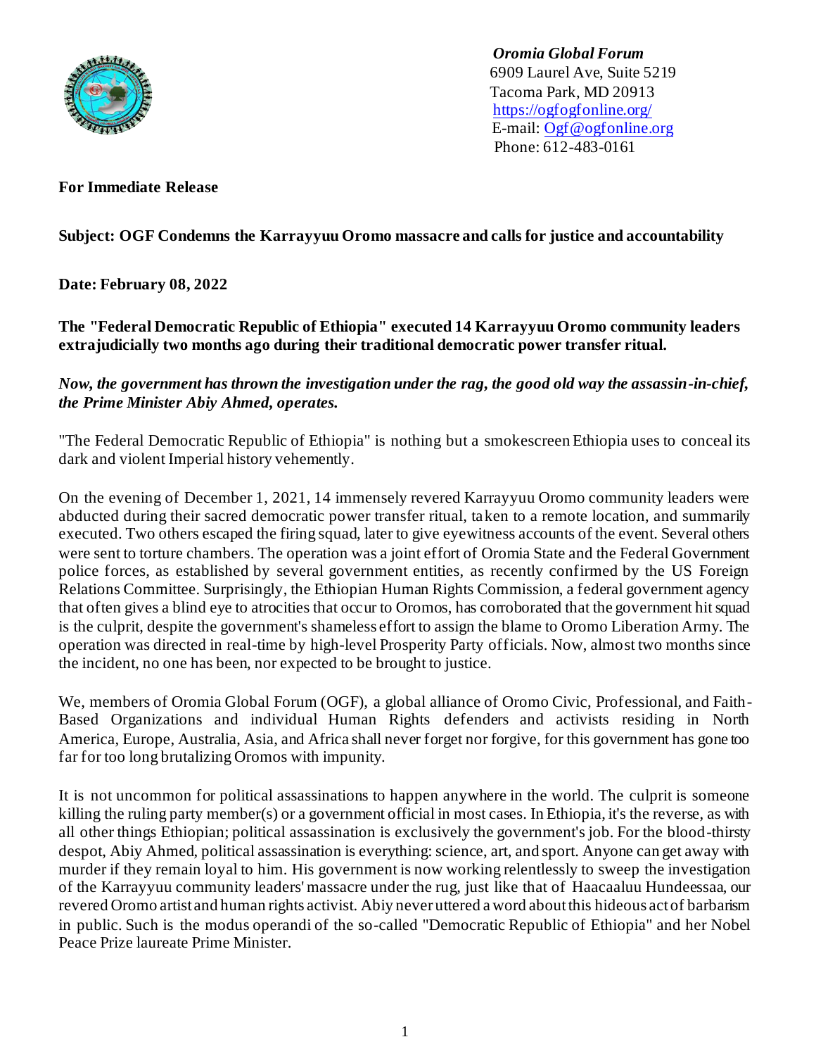*Oromia Global Forum*
6909 Laurel Ave, Suite 5219
Tacoma Park, MD 20913
https://ogfogfonline.org/
E-mail: Ogf@ogfonline.org
Phone: 612-483-0161

**For Immediate Release**

**Subject: OGF Condemns the Karrayyuu Oromo massacre and calls for justice and accountability**

**Date: February 08, 2022**

**The "Federal Democratic Republic of Ethiopia" executed 14 Karrayyuu Oromo community leaders extrajudicially two months ago during their traditional democratic power transfer ritual.**

***Now, the government has thrown the investigation under the rag, the good old way the assassin-in-chief, the Prime Minister Abiy Ahmed, operates.***

"The Federal Democratic Republic of Ethiopia" is nothing but a smokescreen Ethiopia uses to conceal its dark and violent Imperial history vehemently.

On the evening of December 1, 2021, 14 immensely revered Karrayyuu Oromo community leaders were abducted during their sacred democratic power transfer ritual, taken to a remote location, and summarily executed. Two others escaped the firing squad, later to give eyewitness accounts of the event. Several others were sent to torture chambers. The operation was a joint effort of Oromia State and the Federal Government police forces, as established by several government entities, as recently confirmed by the US Foreign Relations Committee. Surprisingly, the Ethiopian Human Rights Commission, a federal government agency that often gives a blind eye to atrocities that occur to Oromos, has corroborated that the government hit squad is the culprit, despite the government's shameless effort to assign the blame to Oromo Liberation Army. The operation was directed in real-time by high-level Prosperity Party officials. Now, almost two months since the incident, no one has been, nor expected to be brought to justice.

We, members of Oromia Global Forum (OGF), a global alliance of Oromo Civic, Professional, and Faith-Based Organizations and individual Human Rights defenders and activists residing in North America, Europe, Australia, Asia, and Africa shall never forget nor forgive, for this government has gone too far for too long brutalizing Oromos with impunity.

It is not uncommon for political assassinations to happen anywhere in the world. The culprit is someone killing the ruling party member(s) or a government official in most cases. In Ethiopia, it's the reverse, as with all other things Ethiopian; political assassination is exclusively the government's job. For the blood-thirsty despot, Abiy Ahmed, political assassination is everything: science, art, and sport. Anyone can get away with murder if they remain loyal to him. His government is now working relentlessly to sweep the investigation of the Karrayyuu community leaders' massacre under the rug, just like that of Haacaaluu Hundeessaa, our revered Oromo artist and human rights activist. Abiy never uttered a word about this hideous act of barbarism in public. Such is the modus operandi of the so-called "Democratic Republic of Ethiopia" and her Nobel Peace Prize laureate Prime Minister.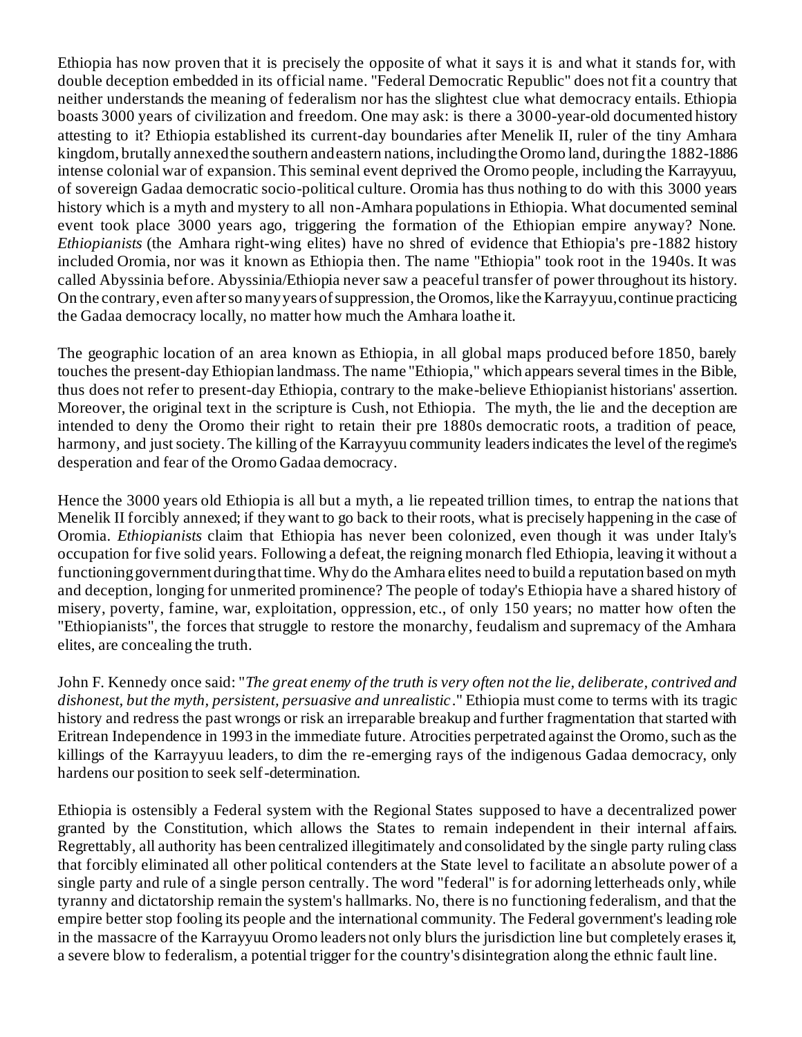Ethiopia has now proven that it is precisely the opposite of what it says it is and what it stands for, with double deception embedded in its official name. "Federal Democratic Republic" does not fit a country that neither understands the meaning of federalism nor has the slightest clue what democracy entails. Ethiopia boasts 3000 years of civilization and freedom. One may ask: is there a 3000-year-old documented history attesting to it? Ethiopia established its current-day boundaries after Menelik II, ruler of the tiny Amhara kingdom, brutally annexed the southern and eastern nations, including the Oromo land, during the 1882-1886 intense colonial war of expansion. This seminal event deprived the Oromo people, including the Karrayyuu, of sovereign Gadaa democratic socio-political culture. Oromia has thus nothing to do with this 3000 years history which is a myth and mystery to all non-Amhara populations in Ethiopia. What documented seminal event took place 3000 years ago, triggering the formation of the Ethiopian empire anyway? None. *Ethiopianists* (the Amhara right-wing elites) have no shred of evidence that Ethiopia's pre-1882 history included Oromia, nor was it known as Ethiopia then. The name "Ethiopia" took root in the 1940s. It was called Abyssinia before. Abyssinia/Ethiopia never saw a peaceful transfer of power throughout its history. On the contrary, even after so many years of suppression, the Oromos, like the Karrayyuu, continue practicing the Gadaa democracy locally, no matter how much the Amhara loathe it.

The geographic location of an area known as Ethiopia, in all global maps produced before 1850, barely touches the present-day Ethiopian landmass. The name "Ethiopia," which appears several times in the Bible, thus does not refer to present-day Ethiopia, contrary to the make-believe Ethiopianist historians' assertion. Moreover, the original text in the scripture is Cush, not Ethiopia. The myth, the lie and the deception are intended to deny the Oromo their right to retain their pre 1880s democratic roots, a tradition of peace, harmony, and just society. The killing of the Karrayyuu community leaders indicates the level of the regime's desperation and fear of the Oromo Gadaa democracy.

Hence the 3000 years old Ethiopia is all but a myth, a lie repeated trillion times, to entrap the nations that Menelik II forcibly annexed; if they want to go back to their roots, what is precisely happening in the case of Oromia. *Ethiopianists* claim that Ethiopia has never been colonized, even though it was under Italy's occupation for five solid years. Following a defeat, the reigning monarch fled Ethiopia, leaving it without a functioning government during that time. Why do the Amhara elites need to build a reputation based on myth and deception, longing for unmerited prominence? The people of today's Ethiopia have a shared history of misery, poverty, famine, war, exploitation, oppression, etc., of only 150 years; no matter how often the "Ethiopianists", the forces that struggle to restore the monarchy, feudalism and supremacy of the Amhara elites, are concealing the truth.

John F. Kennedy once said: "*The great enemy of the truth is very often not the lie, deliberate, contrived and dishonest, but the myth, persistent, persuasive and unrealistic*." Ethiopia must come to terms with its tragic history and redress the past wrongs or risk an irreparable breakup and further fragmentation that started with Eritrean Independence in 1993 in the immediate future. Atrocities perpetrated against the Oromo, such as the killings of the Karrayyuu leaders, to dim the re-emerging rays of the indigenous Gadaa democracy, only hardens our position to seek self-determination.

Ethiopia is ostensibly a Federal system with the Regional States supposed to have a decentralized power granted by the Constitution, which allows the States to remain independent in their internal affairs. Regrettably, all authority has been centralized illegitimately and consolidated by the single party ruling class that forcibly eliminated all other political contenders at the State level to facilitate an absolute power of a single party and rule of a single person centrally. The word "federal" is for adorning letterheads only, while tyranny and dictatorship remain the system's hallmarks. No, there is no functioning federalism, and that the empire better stop fooling its people and the international community. The Federal government's leading role in the massacre of the Karrayyuu Oromo leaders not only blurs the jurisdiction line but completely erases it, a severe blow to federalism, a potential trigger for the country's disintegration along the ethnic fault line.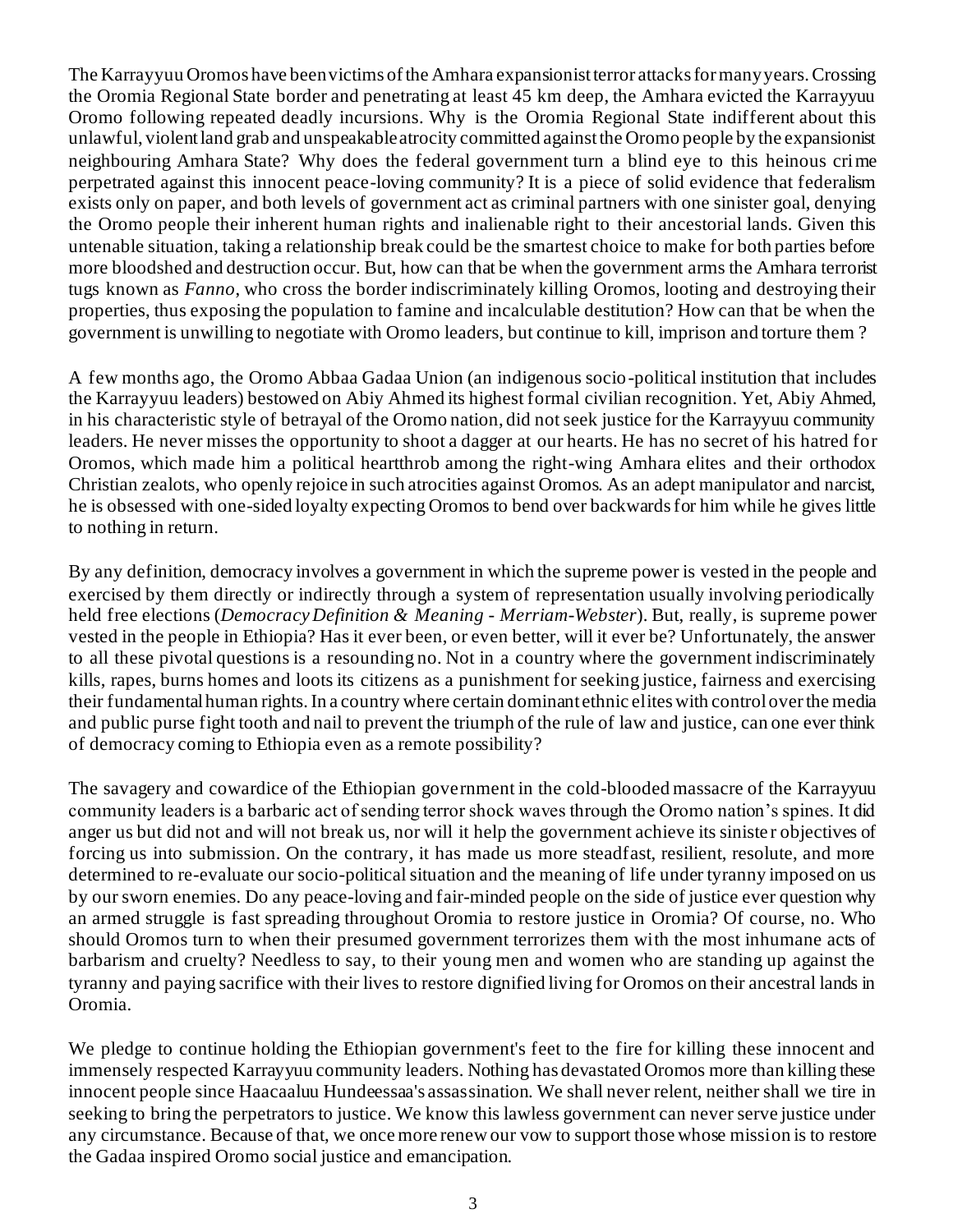The Karrayyuu Oromos have been victims of the Amhara expansionist terror attacks for many years. Crossing the Oromia Regional State border and penetrating at least 45 km deep, the Amhara evicted the Karrayyuu Oromo following repeated deadly incursions. Why is the Oromia Regional State indifferent about this unlawful, violent land grab and unspeakable atrocity committed against the Oromo people by the expansionist neighbouring Amhara State? Why does the federal government turn a blind eye to this heinous crime perpetrated against this innocent peace-loving community? It is a piece of solid evidence that federalism exists only on paper, and both levels of government act as criminal partners with one sinister goal, denying the Oromo people their inherent human rights and inalienable right to their ancestorial lands. Given this untenable situation, taking a relationship break could be the smartest choice to make for both parties before more bloodshed and destruction occur. But, how can that be when the government arms the Amhara terrorist tugs known as *Fanno*, who cross the border indiscriminately killing Oromos, looting and destroying their properties, thus exposing the population to famine and incalculable destitution? How can that be when the government is unwilling to negotiate with Oromo leaders, but continue to kill, imprison and torture them ?

A few months ago, the Oromo Abbaa Gadaa Union (an indigenous socio-political institution that includes the Karrayyuu leaders) bestowed on Abiy Ahmed its highest formal civilian recognition. Yet, Abiy Ahmed, in his characteristic style of betrayal of the Oromo nation, did not seek justice for the Karrayyuu community leaders. He never misses the opportunity to shoot a dagger at our hearts. He has no secret of his hatred for Oromos, which made him a political heartthrob among the right-wing Amhara elites and their orthodox Christian zealots, who openly rejoice in such atrocities against Oromos. As an adept manipulator and narcist, he is obsessed with one-sided loyalty expecting Oromos to bend over backwards for him while he gives little to nothing in return.

By any definition, democracy involves a government in which the supreme power is vested in the people and exercised by them directly or indirectly through a system of representation usually involving periodically held free elections (*Democracy Definition & Meaning - Merriam-Webster*). But, really, is supreme power vested in the people in Ethiopia? Has it ever been, or even better, will it ever be? Unfortunately, the answer to all these pivotal questions is a resounding no. Not in a country where the government indiscriminately kills, rapes, burns homes and loots its citizens as a punishment for seeking justice, fairness and exercising their fundamental human rights. In a country where certain dominant ethnic elites with control over the media and public purse fight tooth and nail to prevent the triumph of the rule of law and justice, can one ever think of democracy coming to Ethiopia even as a remote possibility?

The savagery and cowardice of the Ethiopian government in the cold-blooded massacre of the Karrayyuu community leaders is a barbaric act of sending terror shock waves through the Oromo nation's spines. It did anger us but did not and will not break us, nor will it help the government achieve its sinister objectives of forcing us into submission. On the contrary, it has made us more steadfast, resilient, resolute, and more determined to re-evaluate our socio-political situation and the meaning of life under tyranny imposed on us by our sworn enemies. Do any peace-loving and fair-minded people on the side of justice ever question why an armed struggle is fast spreading throughout Oromia to restore justice in Oromia? Of course, no. Who should Oromos turn to when their presumed government terrorizes them with the most inhumane acts of barbarism and cruelty? Needless to say, to their young men and women who are standing up against the tyranny and paying sacrifice with their lives to restore dignified living for Oromos on their ancestral lands in Oromia.

We pledge to continue holding the Ethiopian government's feet to the fire for killing these innocent and immensely respected Karrayyuu community leaders. Nothing has devastated Oromos more than killing these innocent people since Haacaaluu Hundeessaa's assassination. We shall never relent, neither shall we tire in seeking to bring the perpetrators to justice. We know this lawless government can never serve justice under any circumstance. Because of that, we once more renew our vow to support those whose mission is to restore the Gadaa inspired Oromo social justice and emancipation.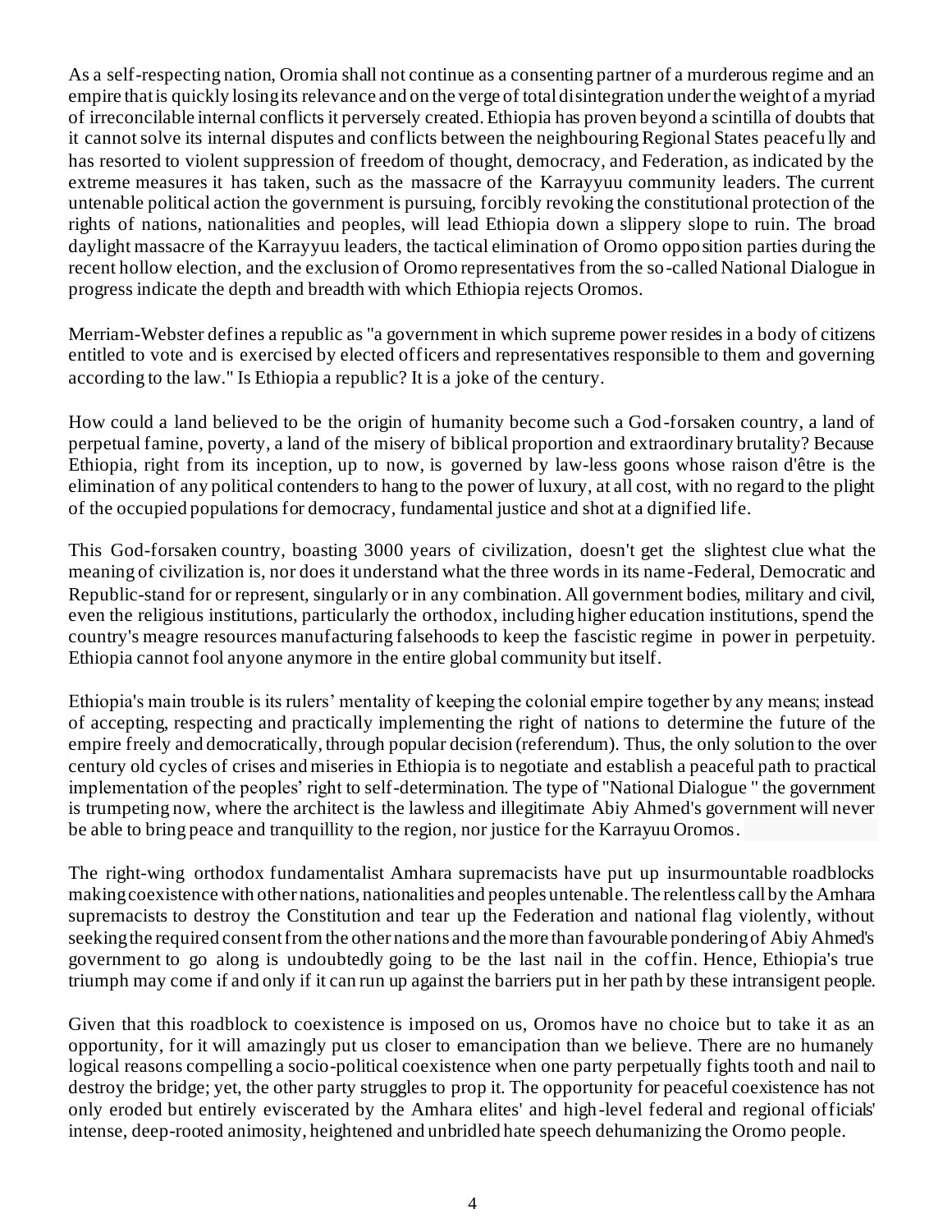As a self-respecting nation, Oromia shall not continue as a consenting partner of a murderous regime and an empire that is quickly losing its relevance and on the verge of total disintegration under the weight of a myriad of irreconcilable internal conflicts it perversely created. Ethiopia has proven beyond a scintilla of doubts that it cannot solve its internal disputes and conflicts between the neighbouring Regional States peacefully and has resorted to violent suppression of freedom of thought, democracy, and Federation, as indicated by the extreme measures it has taken, such as the massacre of the Karrayyuu community leaders. The current untenable political action the government is pursuing, forcibly revoking the constitutional protection of the rights of nations, nationalities and peoples, will lead Ethiopia down a slippery slope to ruin. The broad daylight massacre of the Karrayyuu leaders, the tactical elimination of Oromo opposition parties during the recent hollow election, and the exclusion of Oromo representatives from the so-called National Dialogue in progress indicate the depth and breadth with which Ethiopia rejects Oromos.

Merriam-Webster defines a republic as "a government in which supreme power resides in a body of citizens entitled to vote and is exercised by elected officers and representatives responsible to them and governing according to the law." Is Ethiopia a republic? It is a joke of the century.

How could a land believed to be the origin of humanity become such a God-forsaken country, a land of perpetual famine, poverty, a land of the misery of biblical proportion and extraordinary brutality? Because Ethiopia, right from its inception, up to now, is governed by law-less goons whose raison d'être is the elimination of any political contenders to hang to the power of luxury, at all cost, with no regard to the plight of the occupied populations for democracy, fundamental justice and shot at a dignified life.

This God-forsaken country, boasting 3000 years of civilization, doesn't get the slightest clue what the meaning of civilization is, nor does it understand what the three words in its name-Federal, Democratic and Republic-stand for or represent, singularly or in any combination. All government bodies, military and civil, even the religious institutions, particularly the orthodox, including higher education institutions, spend the country's meagre resources manufacturing falsehoods to keep the fascistic regime in power in perpetuity. Ethiopia cannot fool anyone anymore in the entire global community but itself.

Ethiopia's main trouble is its rulers' mentality of keeping the colonial empire together by any means; instead of accepting, respecting and practically implementing the right of nations to determine the future of the empire freely and democratically, through popular decision (referendum). Thus, the only solution to the over century old cycles of crises and miseries in Ethiopia is to negotiate and establish a peaceful path to practical implementation of the peoples' right to self-determination. The type of "National Dialogue " the government is trumpeting now, where the architect is the lawless and illegitimate Abiy Ahmed's government will never be able to bring peace and tranquillity to the region, nor justice for the Karrayuu Oromos.

The right-wing orthodox fundamentalist Amhara supremacists have put up insurmountable roadblocks making coexistence with other nations, nationalities and peoples untenable. The relentless call by the Amhara supremacists to destroy the Constitution and tear up the Federation and national flag violently, without seeking the required consent from the other nations and the more than favourable pondering of Abiy Ahmed's government to go along is undoubtedly going to be the last nail in the coffin. Hence, Ethiopia's true triumph may come if and only if it can run up against the barriers put in her path by these intransigent people.

Given that this roadblock to coexistence is imposed on us, Oromos have no choice but to take it as an opportunity, for it will amazingly put us closer to emancipation than we believe. There are no humanely logical reasons compelling a socio-political coexistence when one party perpetually fights tooth and nail to destroy the bridge; yet, the other party struggles to prop it. The opportunity for peaceful coexistence has not only eroded but entirely eviscerated by the Amhara elites' and high-level federal and regional officials' intense, deep-rooted animosity, heightened and unbridled hate speech dehumanizing the Oromo people.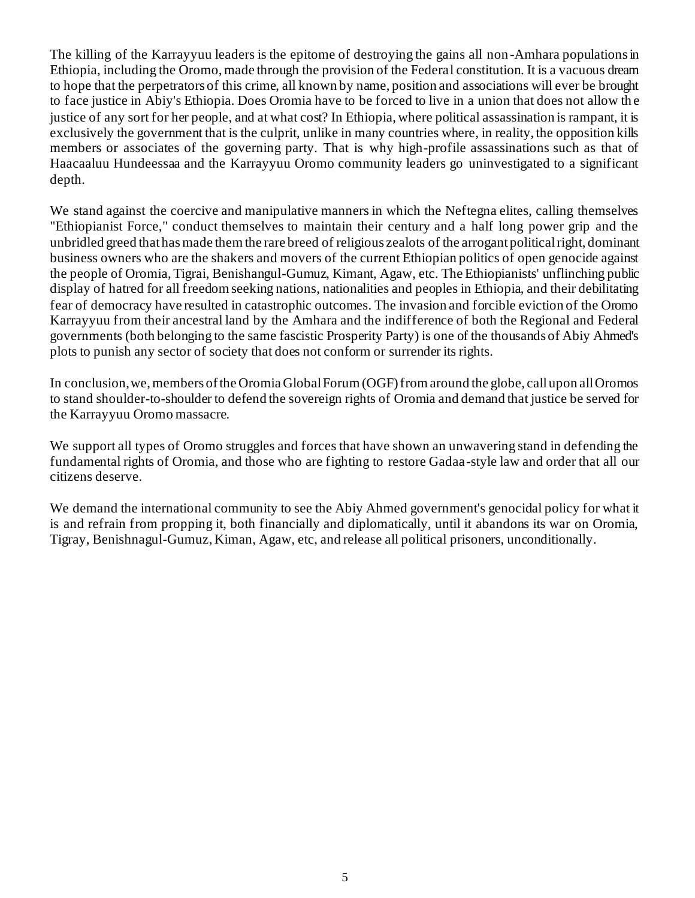The killing of the Karrayyuu leaders is the epitome of destroying the gains all non-Amhara populations in Ethiopia, including the Oromo, made through the provision of the Federal constitution. It is a vacuous dream to hope that the perpetrators of this crime, all known by name, position and associations will ever be brought to face justice in Abiy's Ethiopia. Does Oromia have to be forced to live in a union that does not allow the justice of any sort for her people, and at what cost? In Ethiopia, where political assassination is rampant, it is exclusively the government that is the culprit, unlike in many countries where, in reality, the opposition kills members or associates of the governing party. That is why high-profile assassinations such as that of Haacaaluu Hundeessaa and the Karrayyuu Oromo community leaders go uninvestigated to a significant depth.

We stand against the coercive and manipulative manners in which the Neftegna elites, calling themselves "Ethiopianist Force," conduct themselves to maintain their century and a half long power grip and the unbridled greed that has made them the rare breed of religious zealots of the arrogant political right, dominant business owners who are the shakers and movers of the current Ethiopian politics of open genocide against the people of Oromia, Tigrai, Benishangul-Gumuz, Kimant, Agaw, etc. The Ethiopianists' unflinching public display of hatred for all freedom seeking nations, nationalities and peoples in Ethiopia, and their debilitating fear of democracy have resulted in catastrophic outcomes. The invasion and forcible eviction of the Oromo Karrayyuu from their ancestral land by the Amhara and the indifference of both the Regional and Federal governments (both belonging to the same fascistic Prosperity Party) is one of the thousands of Abiy Ahmed's plots to punish any sector of society that does not conform or surrender its rights.

In conclusion, we, members of the Oromia Global Forum (OGF) from around the globe, call upon all Oromos to stand shoulder-to-shoulder to defend the sovereign rights of Oromia and demand that justice be served for the Karrayyuu Oromo massacre.

We support all types of Oromo struggles and forces that have shown an unwavering stand in defending the fundamental rights of Oromia, and those who are fighting to restore Gadaa-style law and order that all our citizens deserve.

We demand the international community to see the Abiy Ahmed government's genocidal policy for what it is and refrain from propping it, both financially and diplomatically, until it abandons its war on Oromia, Tigray, Benishnagul-Gumuz, Kiman, Agaw, etc, and release all political prisoners, unconditionally.